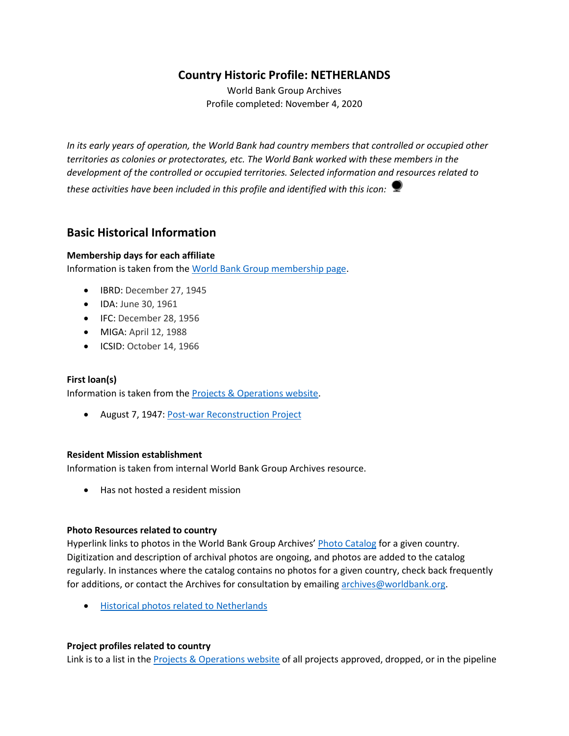# Country Historic Profile: NETHERLANDS

World Bank Group Archives

Profile completed: November 4, 2020

*In its early years of operation, the World Bank had country members that controlled or occupied other territories as colonies or protectorates, etc. The World Bank worked with these members in the development of the controlled or occupied territories. Selected information and resources related to these activities have been included in this profile and identified with this icon:*

## Basic Historical Information

**Membership days for each affiliate**

Information is taken from the World Bank Group membership page.

- IBRD: December 27, 1945
- IDA: June 30, 1961
- IFC: December 28, 1956
- MIGA: April 12, 1988
- ICSID: October 14, 1966

**First loan(s)**

Information is taken from the Projects & Operations website.

- August 7, 1947: Post-war Reconstruction Project

**Resident Mission establishment**

Information is taken from internal World Bank Group Archives resource.

- Has not hosted a resident mission

**Photo Resources related to country**

Hyperlink links to photos in the World Bank Group Archives' Photo Catalog for a given country. Digitization and description of archival photos are ongoing, and photos are added to the catalog regularly. In instances where the catalog contains no photos for a given country, check back frequently for additions, or contact the Archives for consultation by emailing archives@worldbank.org.

- Historical photos related to Netherlands

**Project profiles related to country**

Link is to a list in the Projects & Operations website of all projects approved, dropped, or in the pipeline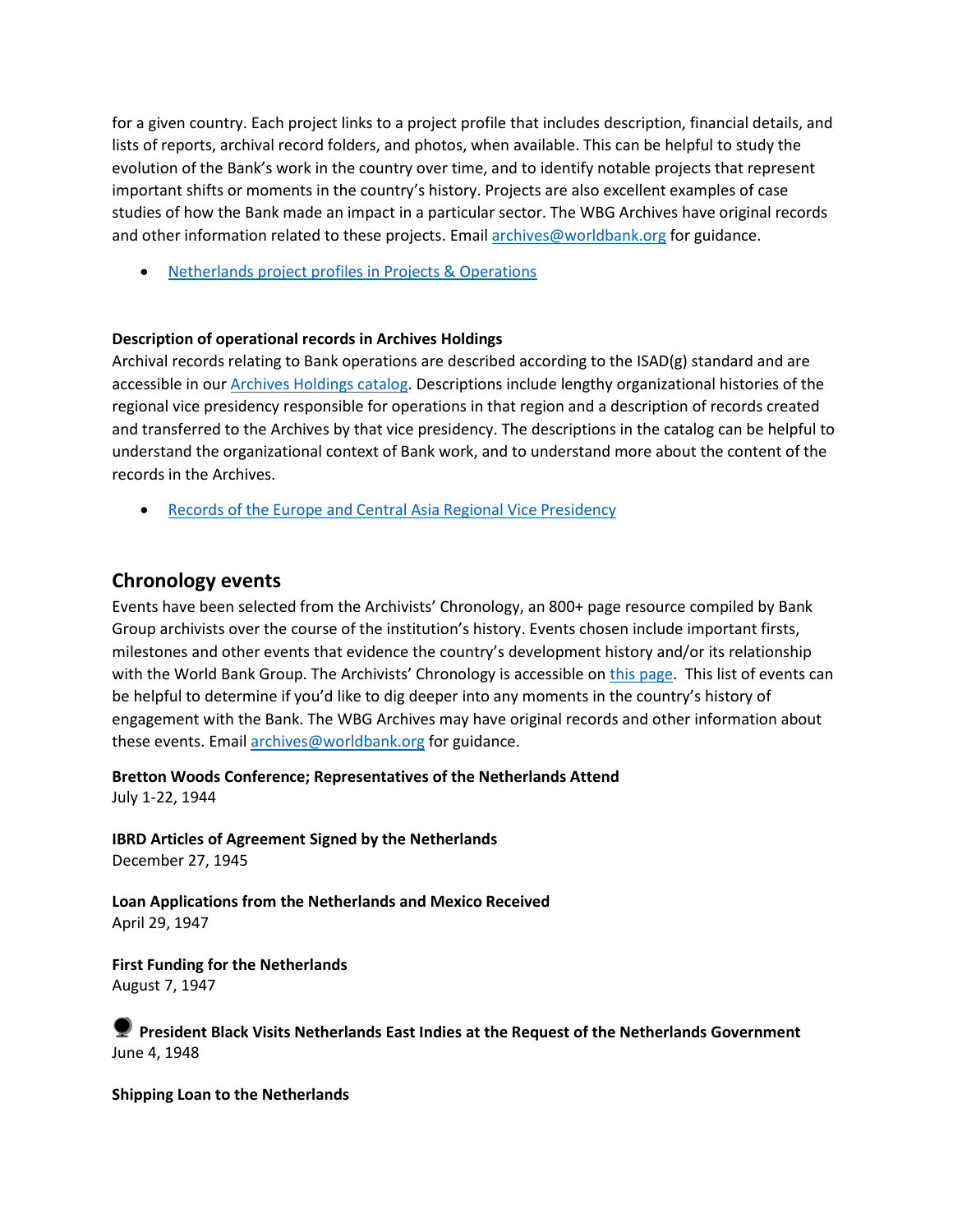for a given country. Each project links to a project profile that includes description, financial details, and lists of reports, archival record folders, and photos, when available. This can be helpful to study the evolution of the Bank's work in the country over time, and to identify notable projects that represent important shifts or moments in the country's history. Projects are also excellent examples of case studies of how the Bank made an impact in a particular sector. The WBG Archives have original records and other information related to these projects. Email archives@worldbank.org for guidance.

- Netherlands project profiles in Projects & Operations

**Description of operational records in Archives Holdings**

Archival records relating to Bank operations are described according to the ISAD(g) standard and are accessible in our Archives Holdings catalog. Descriptions include lengthy organizational histories of the regional vice presidency responsible for operations in that region and a description of records created and transferred to the Archives by that vice presidency. The descriptions in the catalog can be helpful to understand the organizational context of Bank work, and to understand more about the content of the records in the Archives.

- Records of the Europe and Central Asia Regional Vice Presidency

## Chronology events

Events have been selected from the Archivists' Chronology, an 800+ page resource compiled by Bank Group archivists over the course of the institution's history. Events chosen include important firsts, milestones and other events that evidence the country's development history and/or its relationship with the World Bank Group. The Archivists' Chronology is accessible on this page. This list of events can be helpful to determine if you'd like to dig deeper into any moments in the country's history of engagement with the Bank. The WBG Archives may have original records and other information about these events. Email archives@worldbank.org for guidance.

**Bretton Woods Conference; Representatives of the Netherlands Attend**
July 1-22, 1944

**IBRD Articles of Agreement Signed by the Netherlands**
December 27, 1945

**Loan Applications from the Netherlands and Mexico Received**
April 29, 1947

**First Funding for the Netherlands**
August 7, 1947

**President Black Visits Netherlands East Indies at the Request of the Netherlands Government**
June 4, 1948

**Shipping Loan to the Netherlands**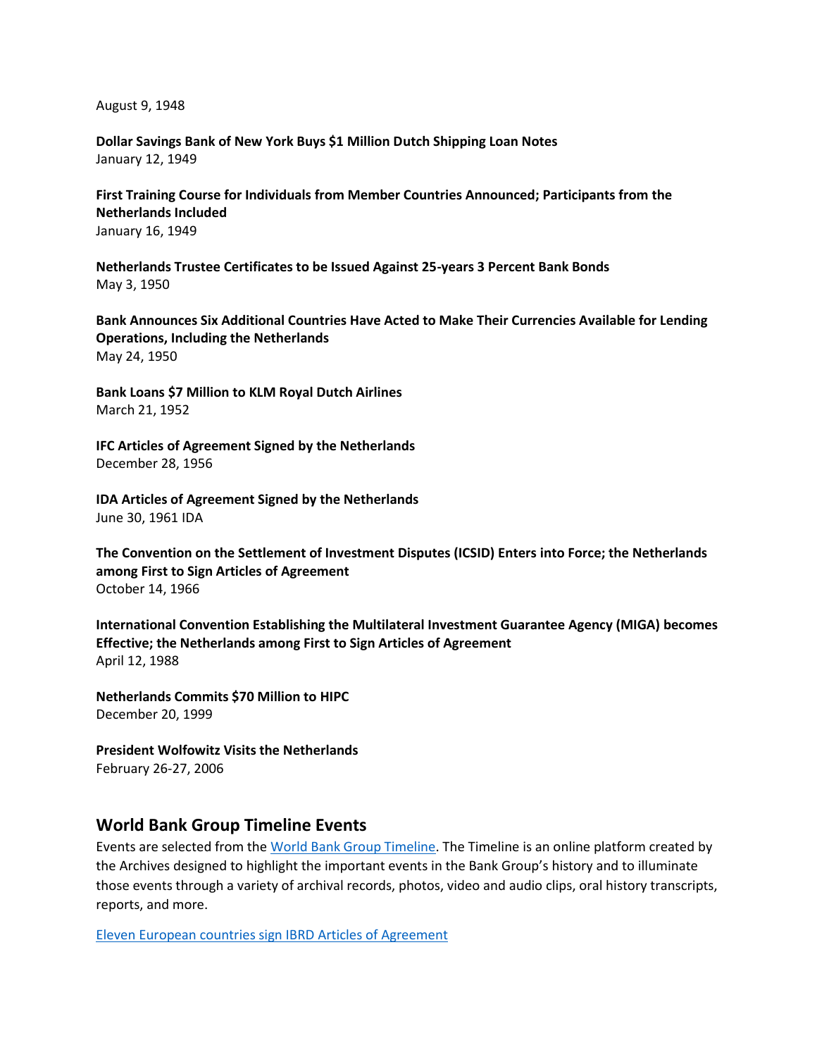August 9, 1948

**Dollar Savings Bank of New York Buys $1 Million Dutch Shipping Loan Notes**
January 12, 1949

**First Training Course for Individuals from Member Countries Announced; Participants from the Netherlands Included**
January 16, 1949

**Netherlands Trustee Certificates to be Issued Against 25-years 3 Percent Bank Bonds**
May 3, 1950

**Bank Announces Six Additional Countries Have Acted to Make Their Currencies Available for Lending Operations, Including the Netherlands**
May 24, 1950

**Bank Loans $7 Million to KLM Royal Dutch Airlines**
March 21, 1952

**IFC Articles of Agreement Signed by the Netherlands**
December 28, 1956

**IDA Articles of Agreement Signed by the Netherlands**
June 30, 1961 IDA

**The Convention on the Settlement of Investment Disputes (ICSID) Enters into Force; the Netherlands among First to Sign Articles of Agreement**
October 14, 1966

**International Convention Establishing the Multilateral Investment Guarantee Agency (MIGA) becomes Effective; the Netherlands among First to Sign Articles of Agreement**
April 12, 1988

**Netherlands Commits $70 Million to HIPC**
December 20, 1999

**President Wolfowitz Visits the Netherlands**
February 26-27, 2006

## World Bank Group Timeline Events

Events are selected from the World Bank Group Timeline. The Timeline is an online platform created by the Archives designed to highlight the important events in the Bank Group's history and to illuminate those events through a variety of archival records, photos, video and audio clips, oral history transcripts, reports, and more.

Eleven European countries sign IBRD Articles of Agreement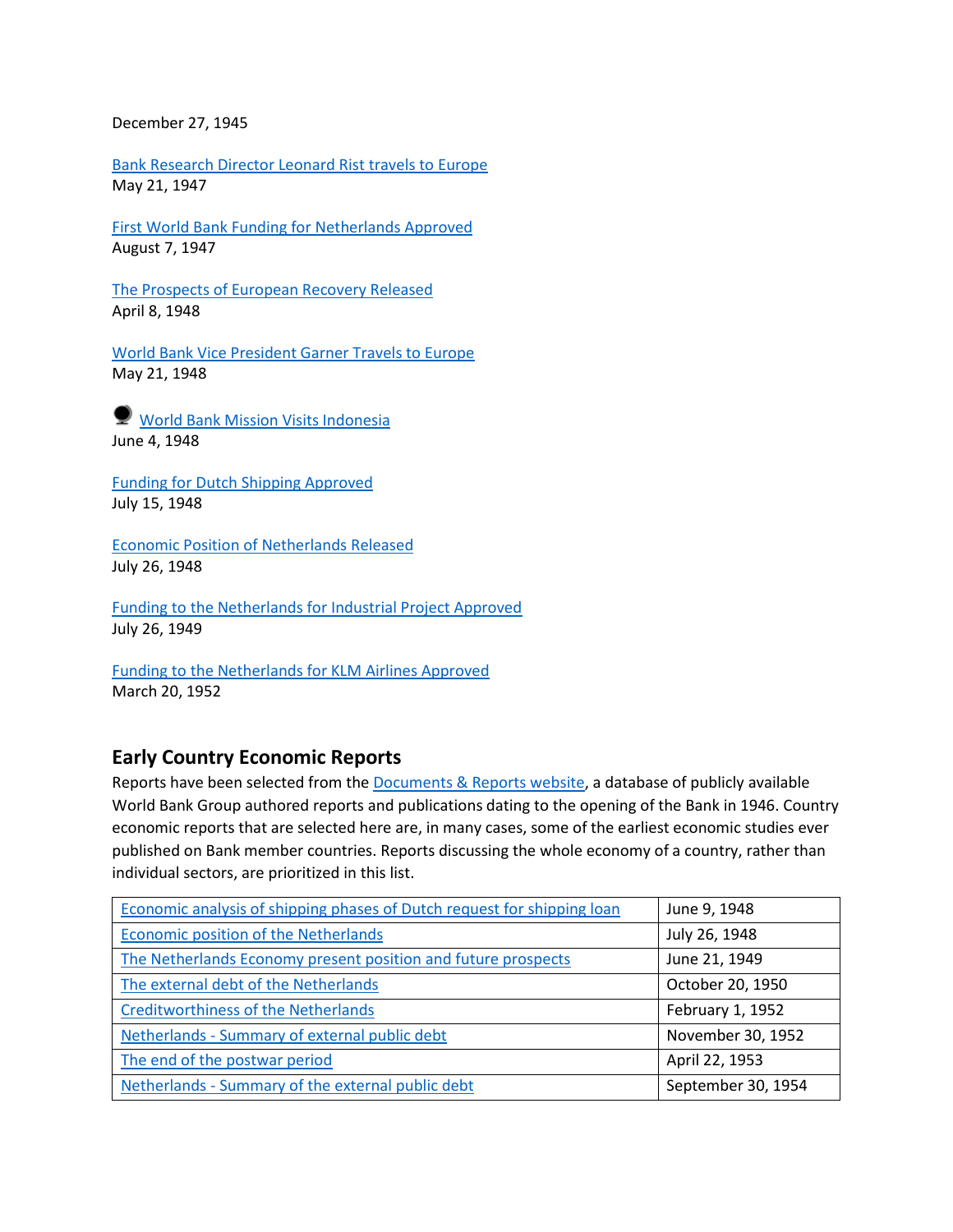December 27, 1945

[Bank Research Director Leonard Rist travels to Europe](#)
May 21, 1947

[First World Bank Funding for Netherlands Approved](#)
August 7, 1947

[The Prospects of European Recovery Released](#)
April 8, 1948

[World Bank Vice President Garner Travels to Europe](#)
May 21, 1948

[World Bank Mission Visits Indonesia](#)
June 4, 1948

[Funding for Dutch Shipping Approved](#)
July 15, 1948

[Economic Position of Netherlands Released](#)
July 26, 1948

[Funding to the Netherlands for Industrial Project Approved](#)
July 26, 1949

[Funding to the Netherlands for KLM Airlines Approved](#)
March 20, 1952

## Early Country Economic Reports

Reports have been selected from the [Documents & Reports website](#), a database of publicly available World Bank Group authored reports and publications dating to the opening of the Bank in 1946. Country economic reports that are selected here are, in many cases, some of the earliest economic studies ever published on Bank member countries. Reports discussing the whole economy of a country, rather than individual sectors, are prioritized in this list.

| Report | Date |
|---|---|
| Economic analysis of shipping phases of Dutch request for shipping loan | June 9, 1948 |
| Economic position of the Netherlands | July 26, 1948 |
| The Netherlands Economy present position and future prospects | June 21, 1949 |
| The external debt of the Netherlands | October 20, 1950 |
| Creditworthiness of the Netherlands | February 1, 1952 |
| Netherlands - Summary of external public debt | November 30, 1952 |
| The end of the postwar period | April 22, 1953 |
| Netherlands - Summary of the external public debt | September 30, 1954 |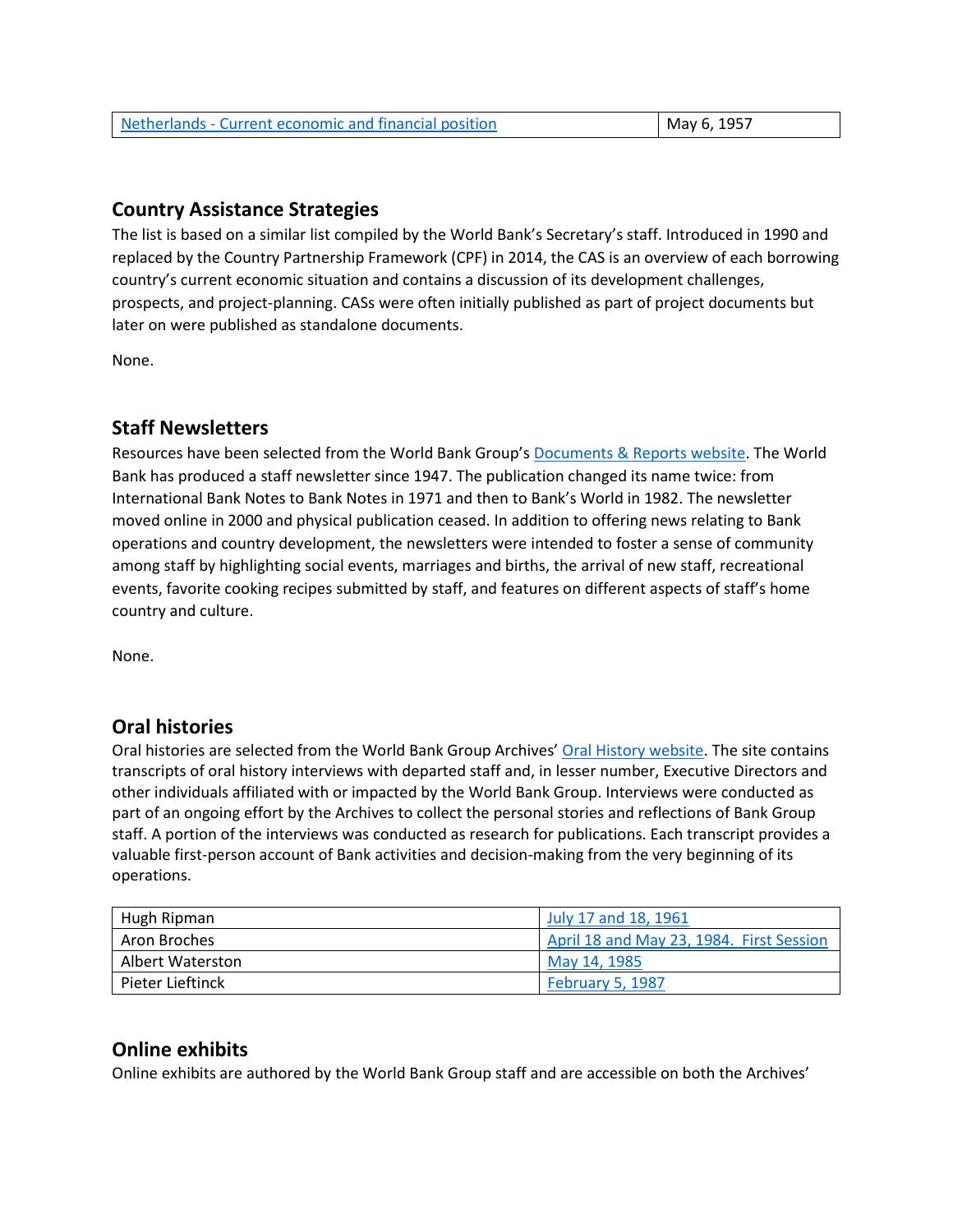| Netherlands - Current economic and financial position | May 6, 1957 |
|---|---|

## Country Assistance Strategies

The list is based on a similar list compiled by the World Bank's Secretary's staff. Introduced in 1990 and replaced by the Country Partnership Framework (CPF) in 2014, the CAS is an overview of each borrowing country's current economic situation and contains a discussion of its development challenges, prospects, and project-planning. CASs were often initially published as part of project documents but later on were published as standalone documents.

None.

## Staff Newsletters

Resources have been selected from the World Bank Group's Documents & Reports website. The World Bank has produced a staff newsletter since 1947. The publication changed its name twice: from International Bank Notes to Bank Notes in 1971 and then to Bank's World in 1982. The newsletter moved online in 2000 and physical publication ceased. In addition to offering news relating to Bank operations and country development, the newsletters were intended to foster a sense of community among staff by highlighting social events, marriages and births, the arrival of new staff, recreational events, favorite cooking recipes submitted by staff, and features on different aspects of staff's home country and culture.

None.

## Oral histories

Oral histories are selected from the World Bank Group Archives' Oral History website. The site contains transcripts of oral history interviews with departed staff and, in lesser number, Executive Directors and other individuals affiliated with or impacted by the World Bank Group. Interviews were conducted as part of an ongoing effort by the Archives to collect the personal stories and reflections of Bank Group staff. A portion of the interviews was conducted as research for publications. Each transcript provides a valuable first-person account of Bank activities and decision-making from the very beginning of its operations.

| Hugh Ripman | July 17 and 18, 1961 |
|---|---|
| Aron Broches | April 18 and May 23, 1984. First Session |
| Albert Waterston | May 14, 1985 |
| Pieter Lieftinck | February 5, 1987 |

## Online exhibits

Online exhibits are authored by the World Bank Group staff and are accessible on both the Archives'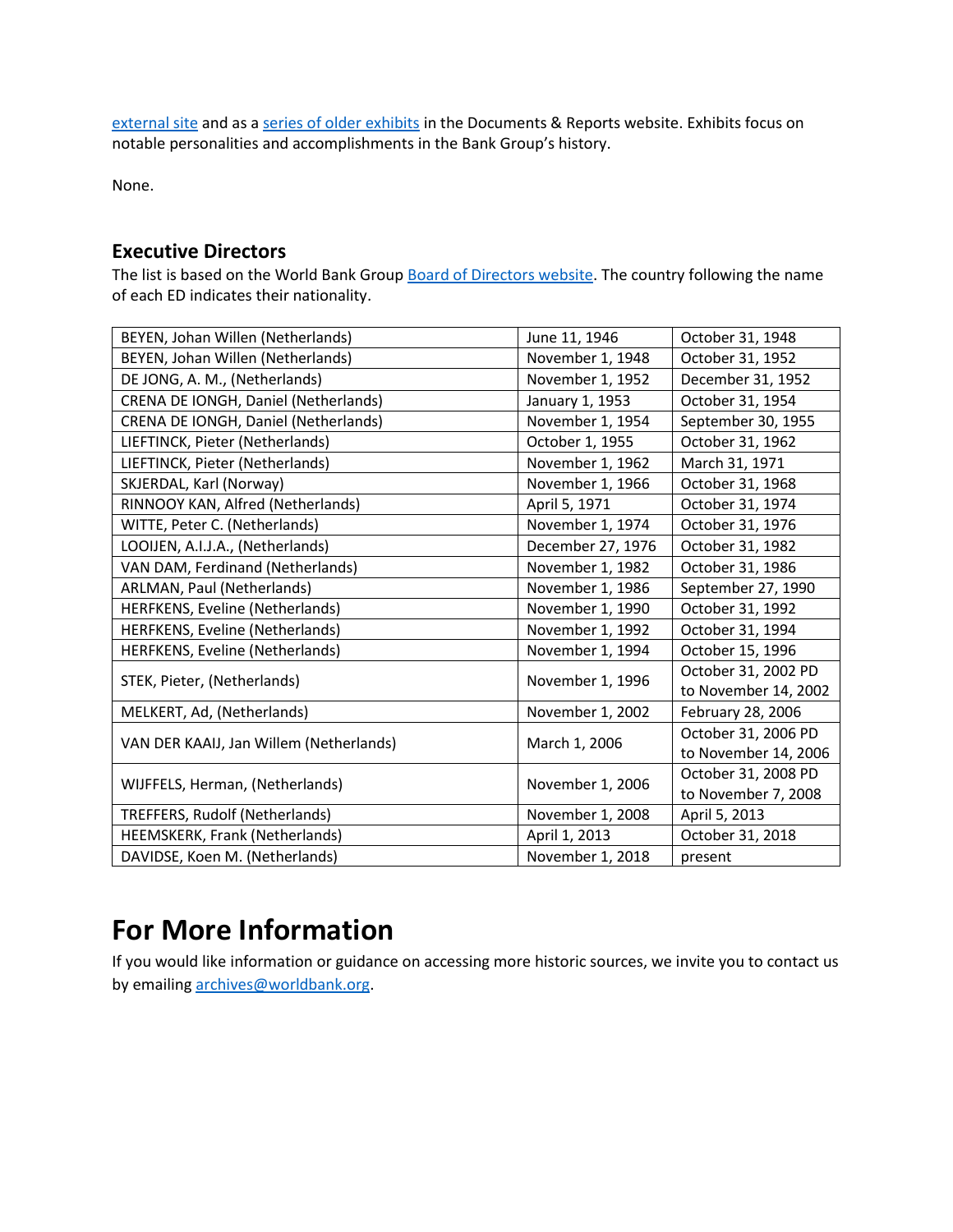external site and as a series of older exhibits in the Documents & Reports website. Exhibits focus on notable personalities and accomplishments in the Bank Group's history.

None.

### Executive Directors

The list is based on the World Bank Group Board of Directors website. The country following the name of each ED indicates their nationality.

| | | |
|---|---|---|
| BEYEN, Johan Willen (Netherlands) | June 11, 1946 | October 31, 1948 |
| BEYEN, Johan Willen (Netherlands) | November 1, 1948 | October 31, 1952 |
| DE JONG, A. M., (Netherlands) | November 1, 1952 | December 31, 1952 |
| CRENA DE IONGH, Daniel (Netherlands) | January 1, 1953 | October 31, 1954 |
| CRENA DE IONGH, Daniel (Netherlands) | November 1, 1954 | September 30, 1955 |
| LIEFTINCK, Pieter (Netherlands) | October 1, 1955 | October 31, 1962 |
| LIEFTINCK, Pieter (Netherlands) | November 1, 1962 | March 31, 1971 |
| SKJERDAL, Karl (Norway) | November 1, 1966 | October 31, 1968 |
| RINNOOY KAN, Alfred (Netherlands) | April 5, 1971 | October 31, 1974 |
| WITTE, Peter C. (Netherlands) | November 1, 1974 | October 31, 1976 |
| LOOIJEN, A.I.J.A., (Netherlands) | December 27, 1976 | October 31, 1982 |
| VAN DAM, Ferdinand (Netherlands) | November 1, 1982 | October 31, 1986 |
| ARLMAN, Paul (Netherlands) | November 1, 1986 | September 27, 1990 |
| HERFKENS, Eveline (Netherlands) | November 1, 1990 | October 31, 1992 |
| HERFKENS, Eveline (Netherlands) | November 1, 1992 | October 31, 1994 |
| HERFKENS, Eveline (Netherlands) | November 1, 1994 | October 15, 1996 |
| STEK, Pieter, (Netherlands) | November 1, 1996 | October 31, 2002 PD to November 14, 2002 |
| MELKERT, Ad, (Netherlands) | November 1, 2002 | February 28, 2006 |
| VAN DER KAAIJ, Jan Willem (Netherlands) | March 1, 2006 | October 31, 2006 PD to November 14, 2006 |
| WIJFFELS, Herman, (Netherlands) | November 1, 2006 | October 31, 2008 PD to November 7, 2008 |
| TREFFERS, Rudolf (Netherlands) | November 1, 2008 | April 5, 2013 |
| HEEMSKERK, Frank (Netherlands) | April 1, 2013 | October 31, 2018 |
| DAVIDSE, Koen M. (Netherlands) | November 1, 2018 | present |

# For More Information

If you would like information or guidance on accessing more historic sources, we invite you to contact us by emailing archives@worldbank.org.